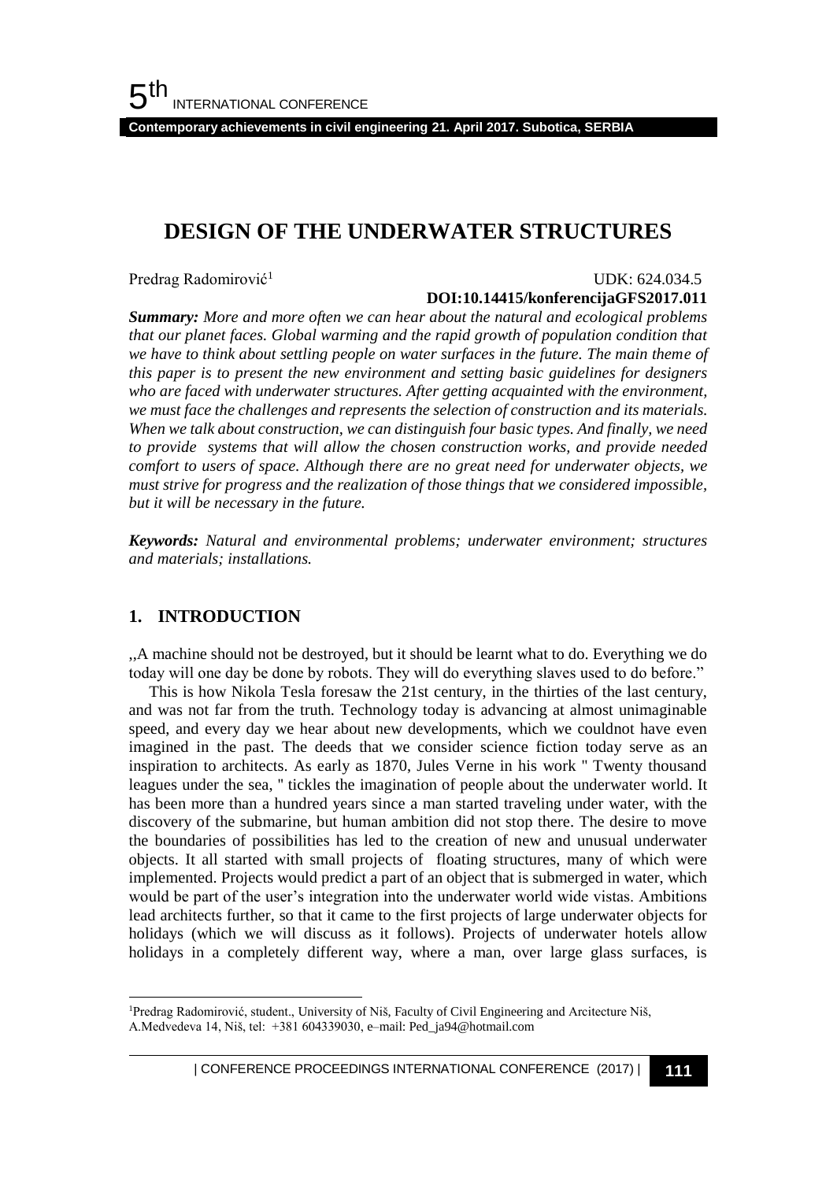# DESIGN OF THE UNDERWATER STRUCTURES

Predrag Radomirović[1]

UDK: 624.034.5
**DOI:10.14415/konferencijaGFS2017.011**

***Summary:*** *More and more often we can hear about the natural and ecological problems that our planet faces. Global warming and the rapid growth of population condition that we have to think about settling people on water surfaces in the future. The main theme of this paper is to present the new environment and setting basic guidelines for designers who are faced with underwater structures. After getting acquainted with the environment, we must face the challenges and represents the selection of construction and its materials. When we talk about construction, we can distinguish four basic types. And finally, we need to provide systems that will allow the chosen construction works, and provide needed comfort to users of space. Although there are no great need for underwater objects, we must strive for progress and the realization of those things that we considered impossible, but it will be necessary in the future.*

***Keywords:*** *Natural and environmental problems; underwater environment; structures and materials; installations.*

## 1. INTRODUCTION

,,A machine should not be destroyed, but it should be learnt what to do. Everything we do today will one day be done by robots. They will do everything slaves used to do before."

This is how Nikola Tesla foresaw the 21st century, in the thirties of the last century, and was not far from the truth. Technology today is advancing at almost unimaginable speed, and every day we hear about new developments, which we couldnot have even imagined in the past. The deeds that we consider science fiction today serve as an inspiration to architects. As early as 1870, Jules Verne in his work " Twenty thousand leagues under the sea, " tickles the imagination of people about the underwater world. It has been more than a hundred years since a man started traveling under water, with the discovery of the submarine, but human ambition did not stop there. The desire to move the boundaries of possibilities has led to the creation of new and unusual underwater objects. It all started with small projects of floating structures, many of which were implemented. Projects would predict a part of an object that is submerged in water, which would be part of the user's integration into the underwater world wide vistas. Ambitions lead architects further, so that it came to the first projects of large underwater objects for holidays (which we will discuss as it follows). Projects of underwater hotels allow holidays in a completely different way, where a man, over large glass surfaces, is

---

[1]Predrag Radomirović, student., University of Niš, Faculty of Civil Engineering and Arcitecture Niš, A.Medvedeva 14, Niš, tel: +381 604339030, e–mail: Ped_ja94@hotmail.com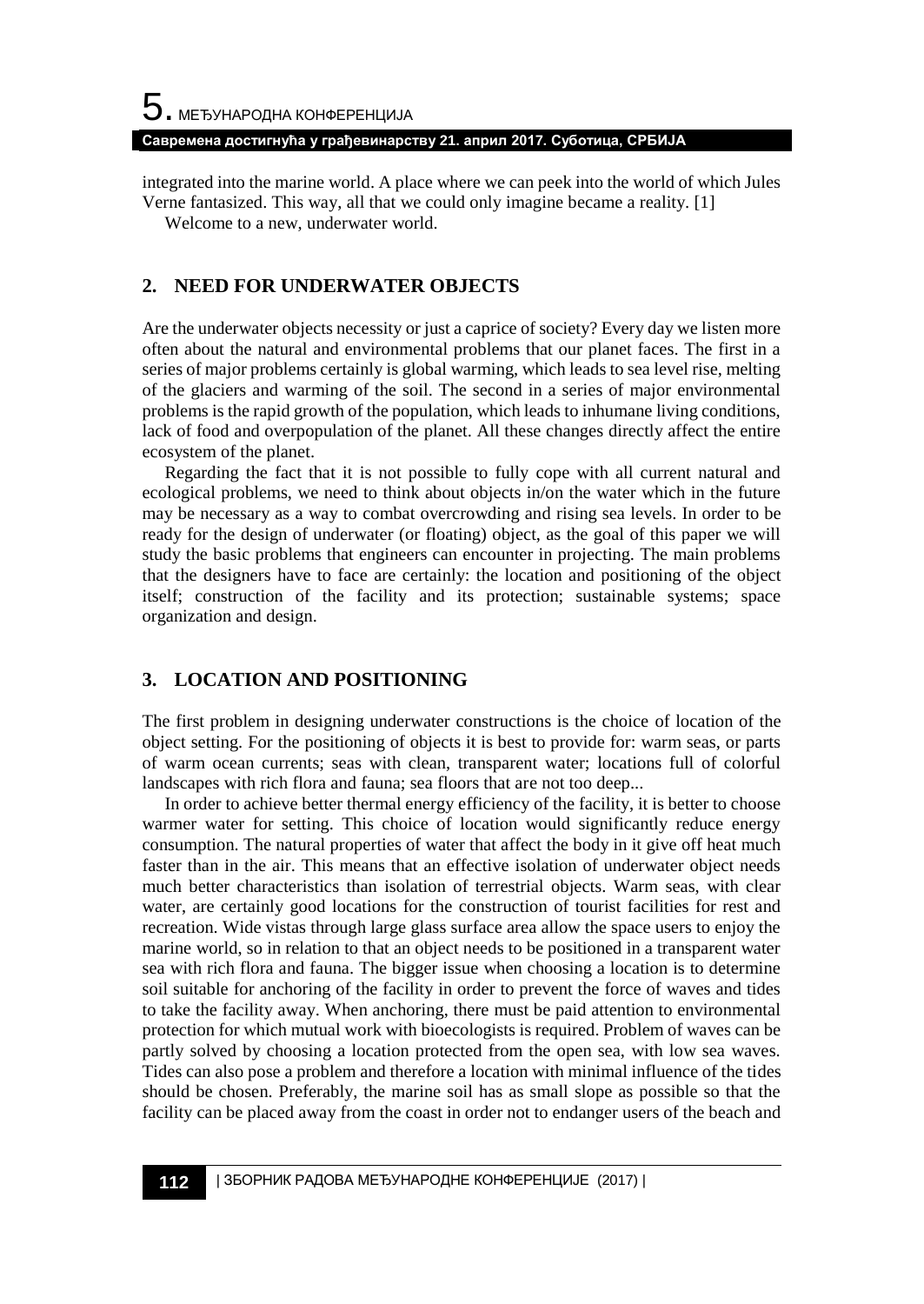integrated into the marine world. A place where we can peek into the world of which Jules Verne fantasized. This way, all that we could only imagine became a reality. [1]

Welcome to a new, underwater world.

## 2. NEED FOR UNDERWATER OBJECTS

Are the underwater objects necessity or just a caprice of society? Every day we listen more often about the natural and environmental problems that our planet faces. The first in a series of major problems certainly is global warming, which leads to sea level rise, melting of the glaciers and warming of the soil. The second in a series of major environmental problems is the rapid growth of the population, which leads to inhumane living conditions, lack of food and overpopulation of the planet. All these changes directly affect the entire ecosystem of the planet.

Regarding the fact that it is not possible to fully cope with all current natural and ecological problems, we need to think about objects in/on the water which in the future may be necessary as a way to combat overcrowding and rising sea levels. In order to be ready for the design of underwater (or floating) object, as the goal of this paper we will study the basic problems that engineers can encounter in projecting. The main problems that the designers have to face are certainly: the location and positioning of the object itself; construction of the facility and its protection; sustainable systems; space organization and design.

## 3. LOCATION AND POSITIONING

The first problem in designing underwater constructions is the choice of location of the object setting. For the positioning of objects it is best to provide for: warm seas, or parts of warm ocean currents; seas with clean, transparent water; locations full of colorful landscapes with rich flora and fauna; sea floors that are not too deep...

In order to achieve better thermal energy efficiency of the facility, it is better to choose warmer water for setting. This choice of location would significantly reduce energy consumption. The natural properties of water that affect the body in it give off heat much faster than in the air. This means that an effective isolation of underwater object needs much better characteristics than isolation of terrestrial objects. Warm seas, with clear water, are certainly good locations for the construction of tourist facilities for rest and recreation. Wide vistas through large glass surface area allow the space users to enjoy the marine world, so in relation to that an object needs to be positioned in a transparent water sea with rich flora and fauna. The bigger issue when choosing a location is to determine soil suitable for anchoring of the facility in order to prevent the force of waves and tides to take the facility away. When anchoring, there must be paid attention to environmental protection for which mutual work with bioecologists is required. Problem of waves can be partly solved by choosing a location protected from the open sea, with low sea waves. Tides can also pose a problem and therefore a location with minimal influence of the tides should be chosen. Preferably, the marine soil has as small slope as possible so that the facility can be placed away from the coast in order not to endanger users of the beach and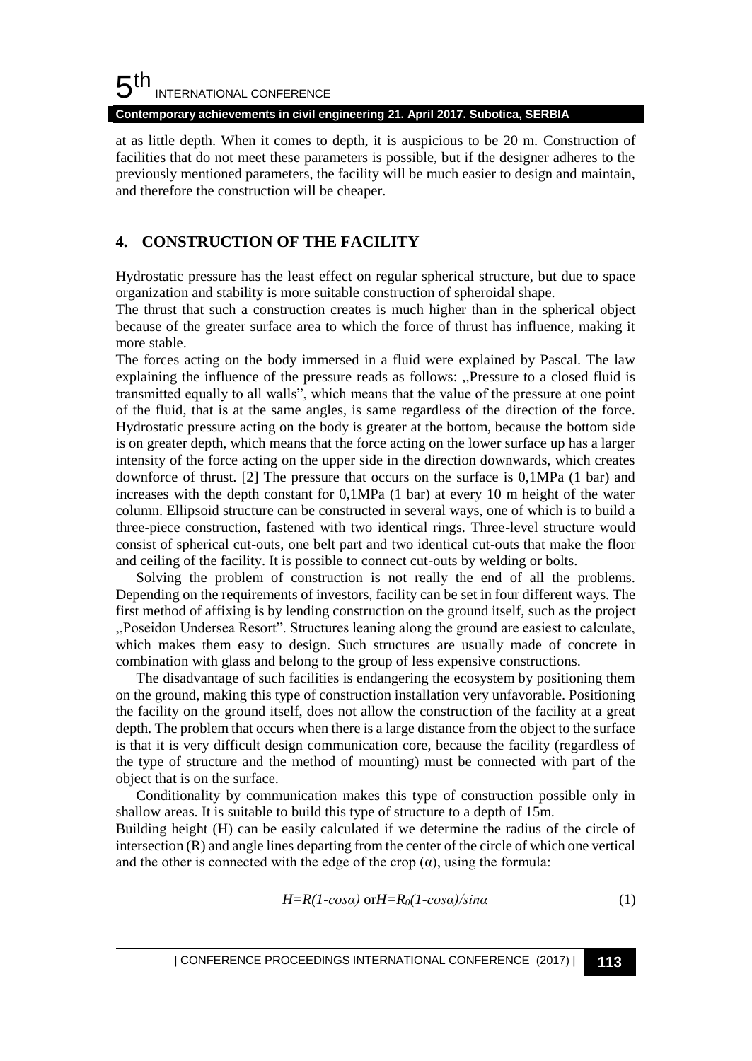at as little depth. When it comes to depth, it is auspicious to be 20 m. Construction of facilities that do not meet these parameters is possible, but if the designer adheres to the previously mentioned parameters, the facility will be much easier to design and maintain, and therefore the construction will be cheaper.

## 4. CONSTRUCTION OF THE FACILITY

Hydrostatic pressure has the least effect on regular spherical structure, but due to space organization and stability is more suitable construction of spheroidal shape.
The thrust that such a construction creates is much higher than in the spherical object because of the greater surface area to which the force of thrust has influence, making it more stable.
The forces acting on the body immersed in a fluid were explained by Pascal. The law explaining the influence of the pressure reads as follows: ,,Pressure to a closed fluid is transmitted equally to all walls", which means that the value of the pressure at one point of the fluid, that is at the same angles, is same regardless of the direction of the force. Hydrostatic pressure acting on the body is greater at the bottom, because the bottom side is on greater depth, which means that the force acting on the lower surface up has a larger intensity of the force acting on the upper side in the direction downwards, which creates downforce of thrust. [2] The pressure that occurs on the surface is 0,1MPa (1 bar) and increases with the depth constant for 0,1MPa (1 bar) at every 10 m height of the water column. Ellipsoid structure can be constructed in several ways, one of which is to build a three-piece construction, fastened with two identical rings. Three-level structure would consist of spherical cut-outs, one belt part and two identical cut-outs that make the floor and ceiling of the facility. It is possible to connect cut-outs by welding or bolts.

Solving the problem of construction is not really the end of all the problems. Depending on the requirements of investors, facility can be set in four different ways. The first method of affixing is by lending construction on the ground itself, such as the project ,,Poseidon Undersea Resort". Structures leaning along the ground are easiest to calculate, which makes them easy to design. Such structures are usually made of concrete in combination with glass and belong to the group of less expensive constructions.

The disadvantage of such facilities is endangering the ecosystem by positioning them on the ground, making this type of construction installation very unfavorable. Positioning the facility on the ground itself, does not allow the construction of the facility at a great depth. The problem that occurs when there is a large distance from the object to the surface is that it is very difficult design communication core, because the facility (regardless of the type of structure and the method of mounting) must be connected with part of the object that is on the surface.

Conditionality by communication makes this type of construction possible only in shallow areas. It is suitable to build this type of structure to a depth of 15m.
Building height (H) can be easily calculated if we determine the radius of the circle of intersection (R) and angle lines departing from the center of the circle of which one vertical and the other is connected with the edge of the crop (α), using the formula:

$$H=R(1-\cos\alpha) \text{ or } H=R_0(1-\cos\alpha)/\sin\alpha \qquad (1)$$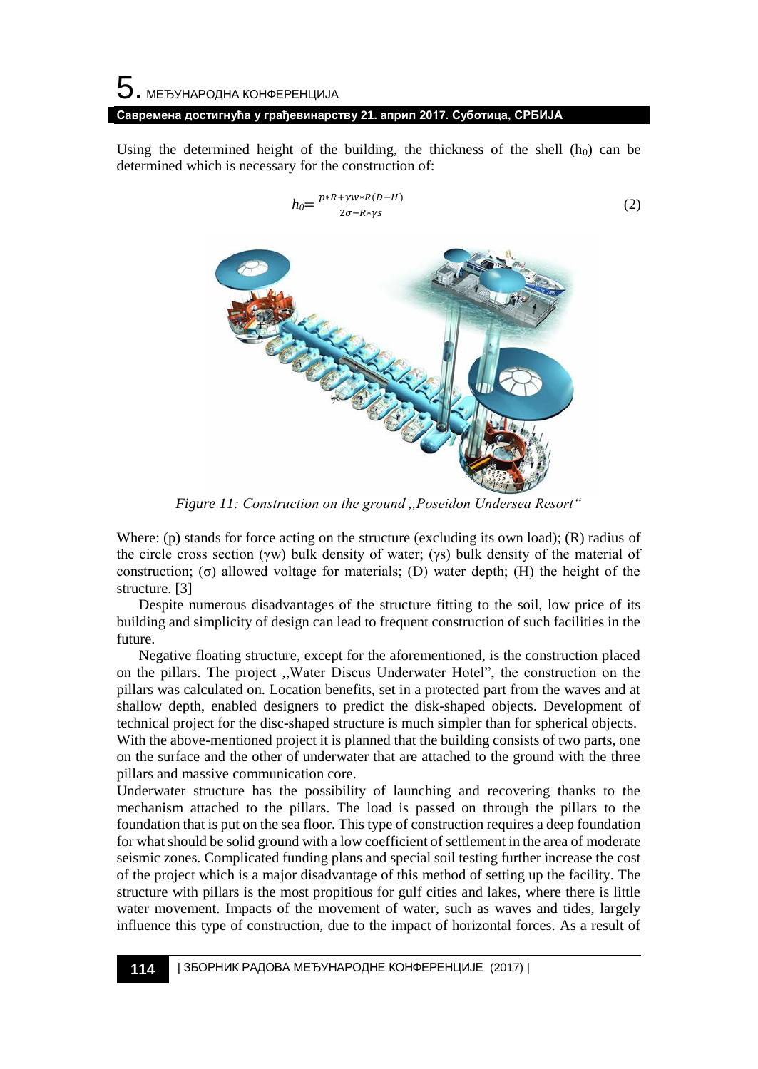Using the determined height of the building, the thickness of the shell ($h_0$) can be determined which is necessary for the construction of:

$$h_0 = \frac{p*R+\gamma w*R(D-H)}{2\sigma - R*\gamma s} \tag{2}$$

*Figure 11: Construction on the ground „Poseidon Undersea Resort“*

Where: (p) stands for force acting on the structure (excluding its own load); (R) radius of the circle cross section (γw) bulk density of water; (γs) bulk density of the material of construction; (σ) allowed voltage for materials; (D) water depth; (H) the height of the structure. [3]

Despite numerous disadvantages of the structure fitting to the soil, low price of its building and simplicity of design can lead to frequent construction of such facilities in the future.

Negative floating structure, except for the aforementioned, is the construction placed on the pillars. The project „Water Discus Underwater Hotel", the construction on the pillars was calculated on. Location benefits, set in a protected part from the waves and at shallow depth, enabled designers to predict the disk-shaped objects. Development of technical project for the disc-shaped structure is much simpler than for spherical objects. With the above-mentioned project it is planned that the building consists of two parts, one on the surface and the other of underwater that are attached to the ground with the three pillars and massive communication core.

Underwater structure has the possibility of launching and recovering thanks to the mechanism attached to the pillars. The load is passed on through the pillars to the foundation that is put on the sea floor. This type of construction requires a deep foundation for what should be solid ground with a low coefficient of settlement in the area of moderate seismic zones. Complicated funding plans and special soil testing further increase the cost of the project which is a major disadvantage of this method of setting up the facility. The structure with pillars is the most propitious for gulf cities and lakes, where there is little water movement. Impacts of the movement of water, such as waves and tides, largely influence this type of construction, due to the impact of horizontal forces. As a result of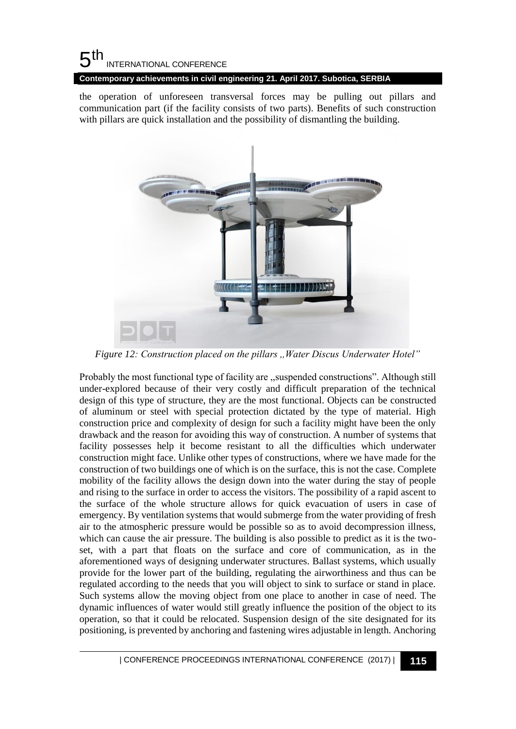the operation of unforeseen transversal forces may be pulling out pillars and communication part (if the facility consists of two parts). Benefits of such construction with pillars are quick installation and the possibility of dismantling the building.

*Figure 12: Construction placed on the pillars „Water Discus Underwater Hotel"*

Probably the most functional type of facility are „suspended constructions". Although still under-explored because of their very costly and difficult preparation of the technical design of this type of structure, they are the most functional. Objects can be constructed of aluminum or steel with special protection dictated by the type of material. High construction price and complexity of design for such a facility might have been the only drawback and the reason for avoiding this way of construction. A number of systems that facility possesses help it become resistant to all the difficulties which underwater construction might face. Unlike other types of constructions, where we have made for the construction of two buildings one of which is on the surface, this is not the case. Complete mobility of the facility allows the design down into the water during the stay of people and rising to the surface in order to access the visitors. The possibility of a rapid ascent to the surface of the whole structure allows for quick evacuation of users in case of emergency. By ventilation systems that would submerge from the water providing of fresh air to the atmospheric pressure would be possible so as to avoid decompression illness, which can cause the air pressure. The building is also possible to predict as it is the two-set, with a part that floats on the surface and core of communication, as in the aforementioned ways of designing underwater structures. Ballast systems, which usually provide for the lower part of the building, regulating the airworthiness and thus can be regulated according to the needs that you will object to sink to surface or stand in place. Such systems allow the moving object from one place to another in case of need. The dynamic influences of water would still greatly influence the position of the object to its operation, so that it could be relocated. Suspension design of the site designated for its positioning, is prevented by anchoring and fastening wires adjustable in length. Anchoring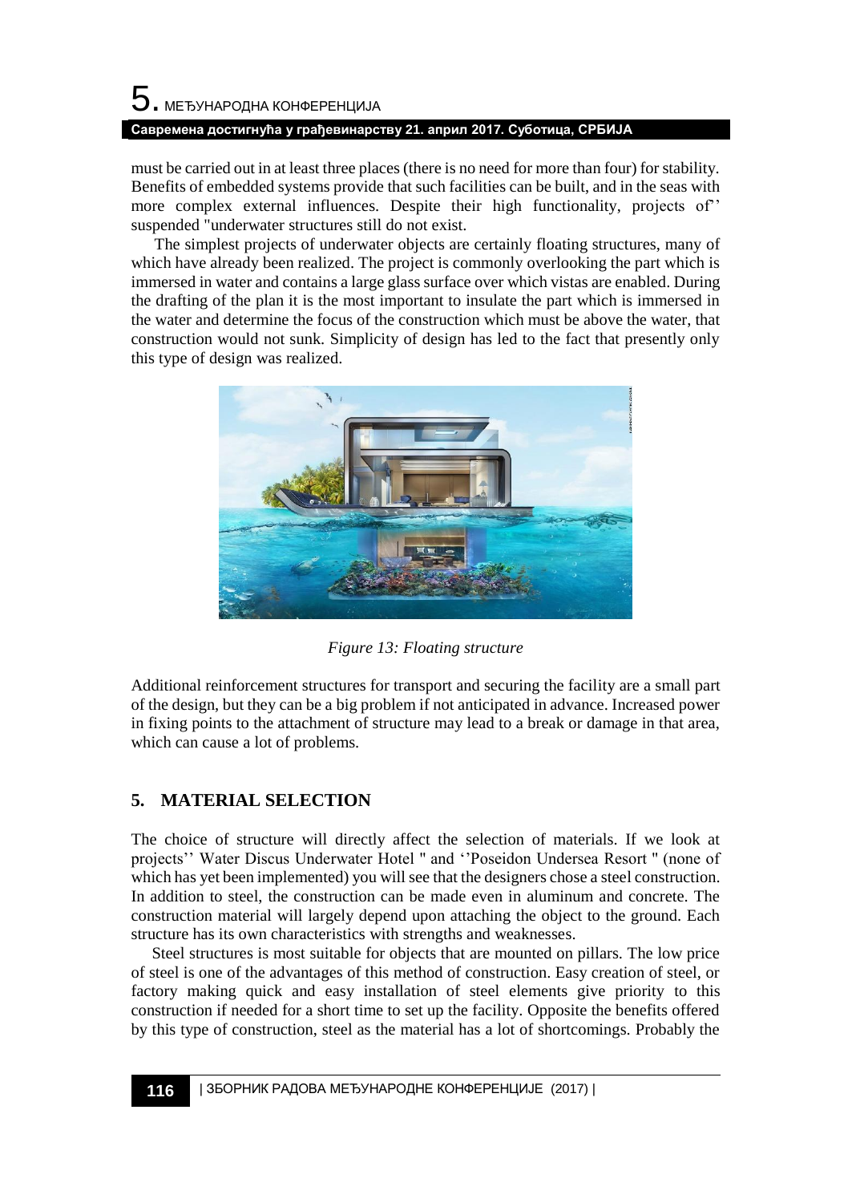must be carried out in at least three places (there is no need for more than four) for stability. Benefits of embedded systems provide that such facilities can be built, and in the seas with more complex external influences. Despite their high functionality, projects of'' suspended "underwater structures still do not exist.

The simplest projects of underwater objects are certainly floating structures, many of which have already been realized. The project is commonly overlooking the part which is immersed in water and contains a large glass surface over which vistas are enabled. During the drafting of the plan it is the most important to insulate the part which is immersed in the water and determine the focus of the construction which must be above the water, that construction would not sunk. Simplicity of design has led to the fact that presently only this type of design was realized.

*Figure 13: Floating structure*

Additional reinforcement structures for transport and securing the facility are a small part of the design, but they can be a big problem if not anticipated in advance. Increased power in fixing points to the attachment of structure may lead to a break or damage in that area, which can cause a lot of problems.

## 5. MATERIAL SELECTION

The choice of structure will directly affect the selection of materials. If we look at projects'' Water Discus Underwater Hotel " and ''Poseidon Undersea Resort " (none of which has yet been implemented) you will see that the designers chose a steel construction. In addition to steel, the construction can be made even in aluminum and concrete. The construction material will largely depend upon attaching the object to the ground. Each structure has its own characteristics with strengths and weaknesses.

Steel structures is most suitable for objects that are mounted on pillars. The low price of steel is one of the advantages of this method of construction. Easy creation of steel, or factory making quick and easy installation of steel elements give priority to this construction if needed for a short time to set up the facility. Opposite the benefits offered by this type of construction, steel as the material has a lot of shortcomings. Probably the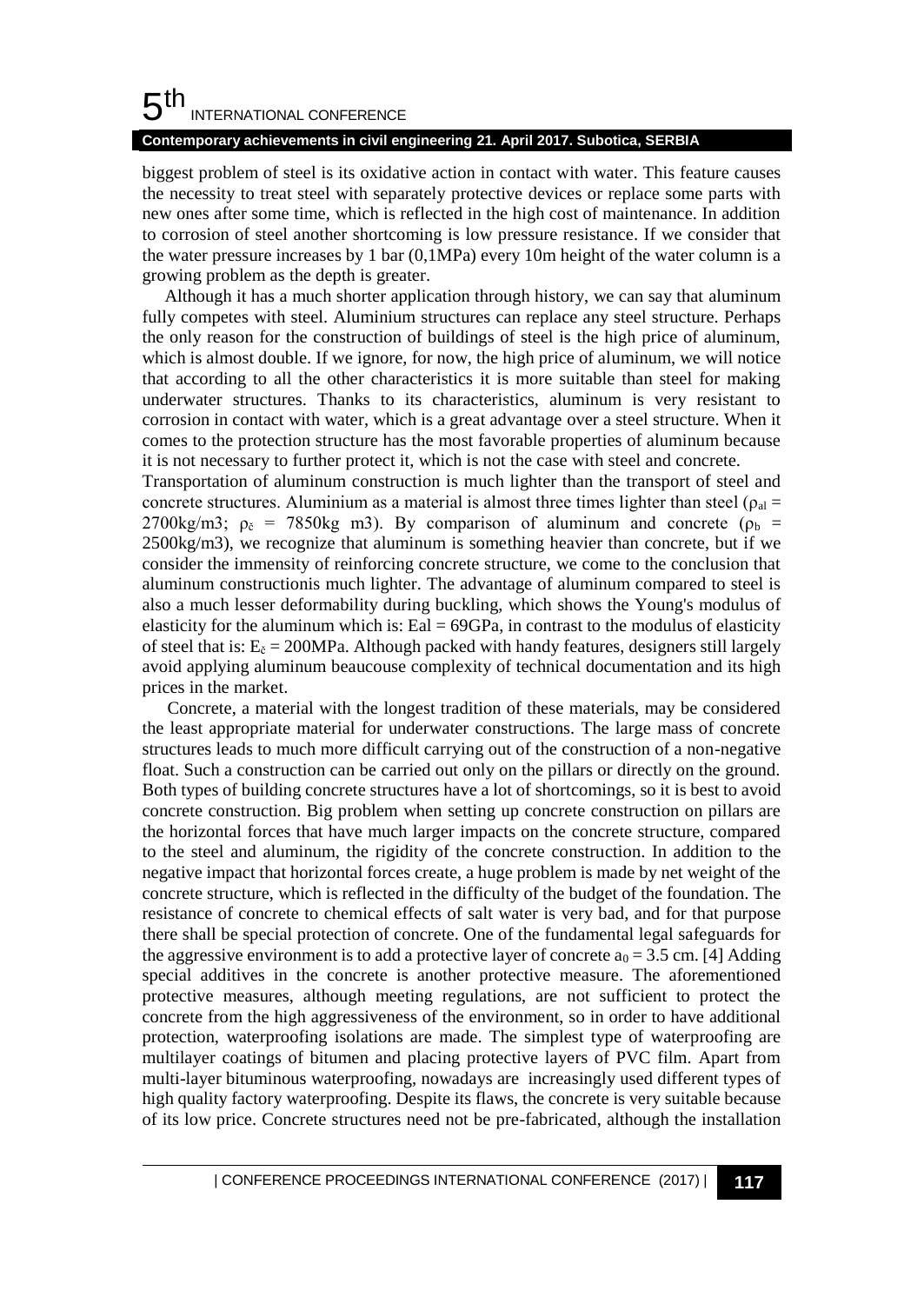biggest problem of steel is its oxidative action in contact with water. This feature causes the necessity to treat steel with separately protective devices or replace some parts with new ones after some time, which is reflected in the high cost of maintenance. In addition to corrosion of steel another shortcoming is low pressure resistance. If we consider that the water pressure increases by 1 bar (0,1MPa) every 10m height of the water column is a growing problem as the depth is greater.

Although it has a much shorter application through history, we can say that aluminum fully competes with steel. Aluminium structures can replace any steel structure. Perhaps the only reason for the construction of buildings of steel is the high price of aluminum, which is almost double. If we ignore, for now, the high price of aluminum, we will notice that according to all the other characteristics it is more suitable than steel for making underwater structures. Thanks to its characteristics, aluminum is very resistant to corrosion in contact with water, which is a great advantage over a steel structure. When it comes to the protection structure has the most favorable properties of aluminum because it is not necessary to further protect it, which is not the case with steel and concrete.

Transportation of aluminum construction is much lighter than the transport of steel and concrete structures. Aluminium as a material is almost three times lighter than steel ($\rho_{al}$ = 2700kg/m3; $\rho_{č}$ = 7850kg m3). By comparison of aluminum and concrete ($\rho_b$ = 2500kg/m3), we recognize that aluminum is something heavier than concrete, but if we consider the immensity of reinforcing concrete structure, we come to the conclusion that aluminum constructionis much lighter. The advantage of aluminum compared to steel is also a much lesser deformability during buckling, which shows the Young's modulus of elasticity for the aluminum which is: Eal = 69GPa, in contrast to the modulus of elasticity of steel that is: $E_{č}$ = 200MPa. Although packed with handy features, designers still largely avoid applying aluminum beaucouse complexity of technical documentation and its high prices in the market.

Concrete, a material with the longest tradition of these materials, may be considered the least appropriate material for underwater constructions. The large mass of concrete structures leads to much more difficult carrying out of the construction of a non-negative float. Such a construction can be carried out only on the pillars or directly on the ground. Both types of building concrete structures have a lot of shortcomings, so it is best to avoid concrete construction. Big problem when setting up concrete construction on pillars are the horizontal forces that have much larger impacts on the concrete structure, compared to the steel and aluminum, the rigidity of the concrete construction. In addition to the negative impact that horizontal forces create, a huge problem is made by net weight of the concrete structure, which is reflected in the difficulty of the budget of the foundation. The resistance of concrete to chemical effects of salt water is very bad, and for that purpose there shall be special protection of concrete. One of the fundamental legal safeguards for the aggressive environment is to add a protective layer of concrete $a_0$ = 3.5 cm. [4] Adding special additives in the concrete is another protective measure. The aforementioned protective measures, although meeting regulations, are not sufficient to protect the concrete from the high aggressiveness of the environment, so in order to have additional protection, waterproofing isolations are made. The simplest type of waterproofing are multilayer coatings of bitumen and placing protective layers of PVC film. Apart from multi-layer bituminous waterproofing, nowadays are increasingly used different types of high quality factory waterproofing. Despite its flaws, the concrete is very suitable because of its low price. Concrete structures need not be pre-fabricated, although the installation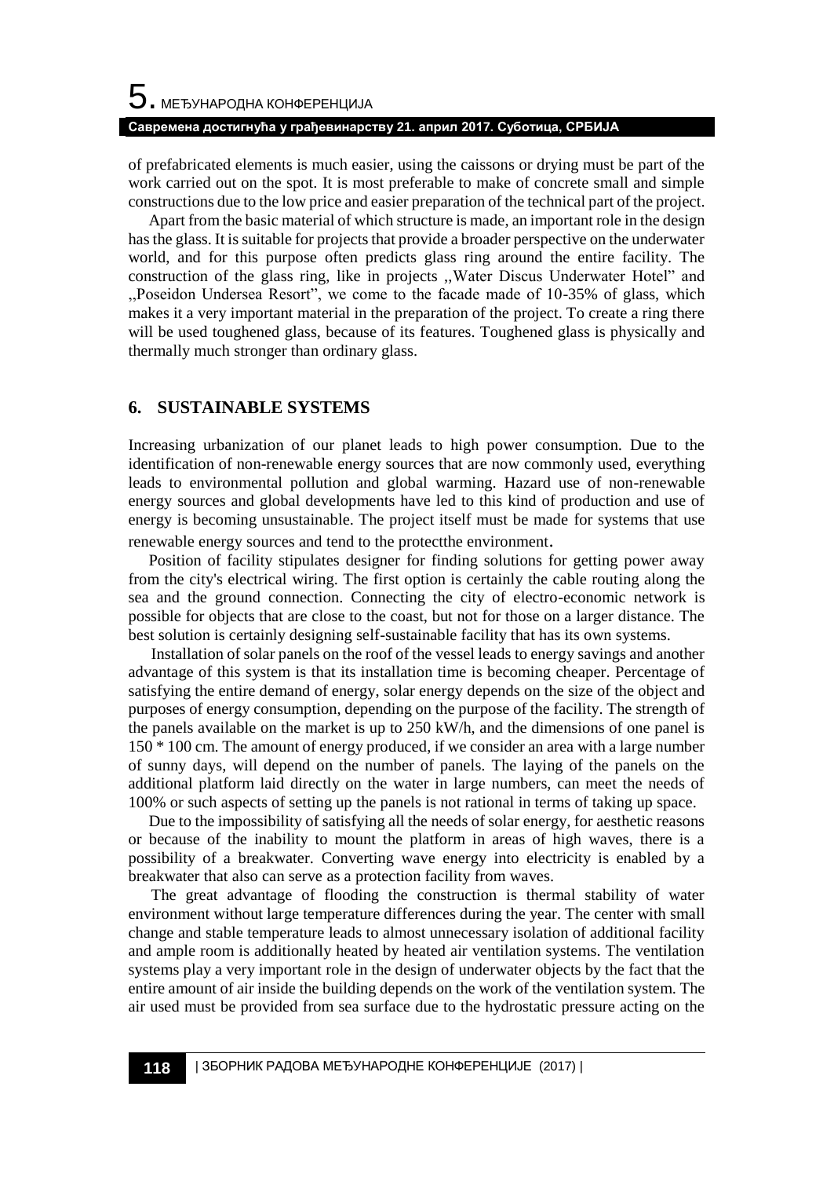of prefabricated elements is much easier, using the caissons or drying must be part of the work carried out on the spot. It is most preferable to make of concrete small and simple constructions due to the low price and easier preparation of the technical part of the project.

Apart from the basic material of which structure is made, an important role in the design has the glass. It is suitable for projects that provide a broader perspective on the underwater world, and for this purpose often predicts glass ring around the entire facility. The construction of the glass ring, like in projects ,,Water Discus Underwater Hotel" and ,,Poseidon Undersea Resort", we come to the facade made of 10-35% of glass, which makes it a very important material in the preparation of the project. To create a ring there will be used toughened glass, because of its features. Toughened glass is physically and thermally much stronger than ordinary glass.

## 6. SUSTAINABLE SYSTEMS

Increasing urbanization of our planet leads to high power consumption. Due to the identification of non-renewable energy sources that are now commonly used, everything leads to environmental pollution and global warming. Hazard use of non-renewable energy sources and global developments have led to this kind of production and use of energy is becoming unsustainable. The project itself must be made for systems that use renewable energy sources and tend to the protectthe environment.

Position of facility stipulates designer for finding solutions for getting power away from the city's electrical wiring. The first option is certainly the cable routing along the sea and the ground connection. Connecting the city of electro-economic network is possible for objects that are close to the coast, but not for those on a larger distance. The best solution is certainly designing self-sustainable facility that has its own systems.

Installation of solar panels on the roof of the vessel leads to energy savings and another advantage of this system is that its installation time is becoming cheaper. Percentage of satisfying the entire demand of energy, solar energy depends on the size of the object and purposes of energy consumption, depending on the purpose of the facility. The strength of the panels available on the market is up to 250 kW/h, and the dimensions of one panel is 150 * 100 cm. The amount of energy produced, if we consider an area with a large number of sunny days, will depend on the number of panels. The laying of the panels on the additional platform laid directly on the water in large numbers, can meet the needs of 100% or such aspects of setting up the panels is not rational in terms of taking up space.

Due to the impossibility of satisfying all the needs of solar energy, for aesthetic reasons or because of the inability to mount the platform in areas of high waves, there is a possibility of a breakwater. Converting wave energy into electricity is enabled by a breakwater that also can serve as a protection facility from waves.

The great advantage of flooding the construction is thermal stability of water environment without large temperature differences during the year. The center with small change and stable temperature leads to almost unnecessary isolation of additional facility and ample room is additionally heated by heated air ventilation systems. The ventilation systems play a very important role in the design of underwater objects by the fact that the entire amount of air inside the building depends on the work of the ventilation system. The air used must be provided from sea surface due to the hydrostatic pressure acting on the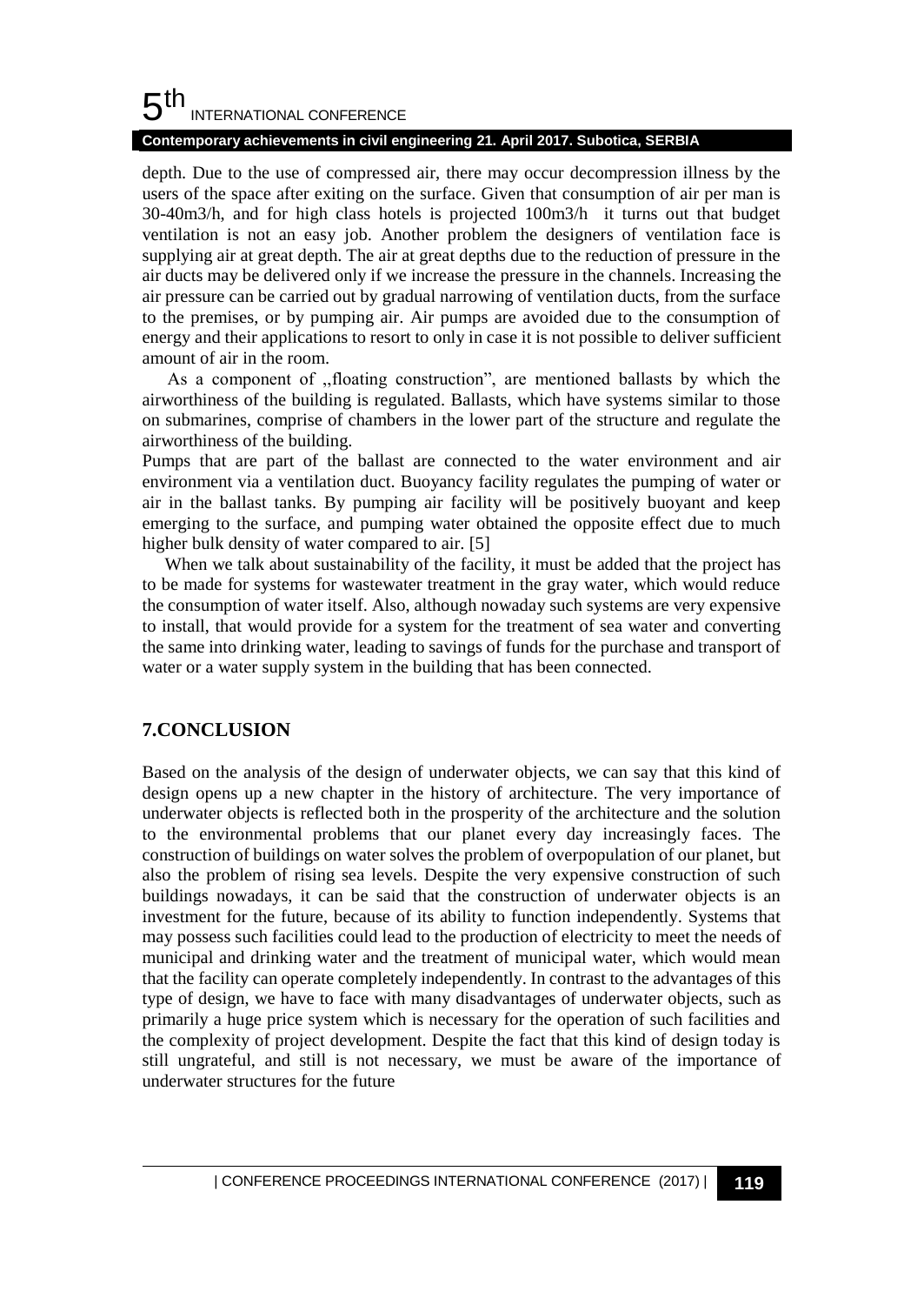depth. Due to the use of compressed air, there may occur decompression illness by the users of the space after exiting on the surface. Given that consumption of air per man is 30-40m3/h, and for high class hotels is projected 100m3/h it turns out that budget ventilation is not an easy job. Another problem the designers of ventilation face is supplying air at great depth. The air at great depths due to the reduction of pressure in the air ducts may be delivered only if we increase the pressure in the channels. Increasing the air pressure can be carried out by gradual narrowing of ventilation ducts, from the surface to the premises, or by pumping air. Air pumps are avoided due to the consumption of energy and their applications to resort to only in case it is not possible to deliver sufficient amount of air in the room.

As a component of ,,floating construction", are mentioned ballasts by which the airworthiness of the building is regulated. Ballasts, which have systems similar to those on submarines, comprise of chambers in the lower part of the structure and regulate the airworthiness of the building.

Pumps that are part of the ballast are connected to the water environment and air environment via a ventilation duct. Buoyancy facility regulates the pumping of water or air in the ballast tanks. By pumping air facility will be positively buoyant and keep emerging to the surface, and pumping water obtained the opposite effect due to much higher bulk density of water compared to air. [5]

When we talk about sustainability of the facility, it must be added that the project has to be made for systems for wastewater treatment in the gray water, which would reduce the consumption of water itself. Also, although nowaday such systems are very expensive to install, that would provide for a system for the treatment of sea water and converting the same into drinking water, leading to savings of funds for the purchase and transport of water or a water supply system in the building that has been connected.

## 7.CONCLUSION

Based on the analysis of the design of underwater objects, we can say that this kind of design opens up a new chapter in the history of architecture. The very importance of underwater objects is reflected both in the prosperity of the architecture and the solution to the environmental problems that our planet every day increasingly faces. The construction of buildings on water solves the problem of overpopulation of our planet, but also the problem of rising sea levels. Despite the very expensive construction of such buildings nowadays, it can be said that the construction of underwater objects is an investment for the future, because of its ability to function independently. Systems that may possess such facilities could lead to the production of electricity to meet the needs of municipal and drinking water and the treatment of municipal water, which would mean that the facility can operate completely independently. In contrast to the advantages of this type of design, we have to face with many disadvantages of underwater objects, such as primarily a huge price system which is necessary for the operation of such facilities and the complexity of project development. Despite the fact that this kind of design today is still ungrateful, and still is not necessary, we must be aware of the importance of underwater structures for the future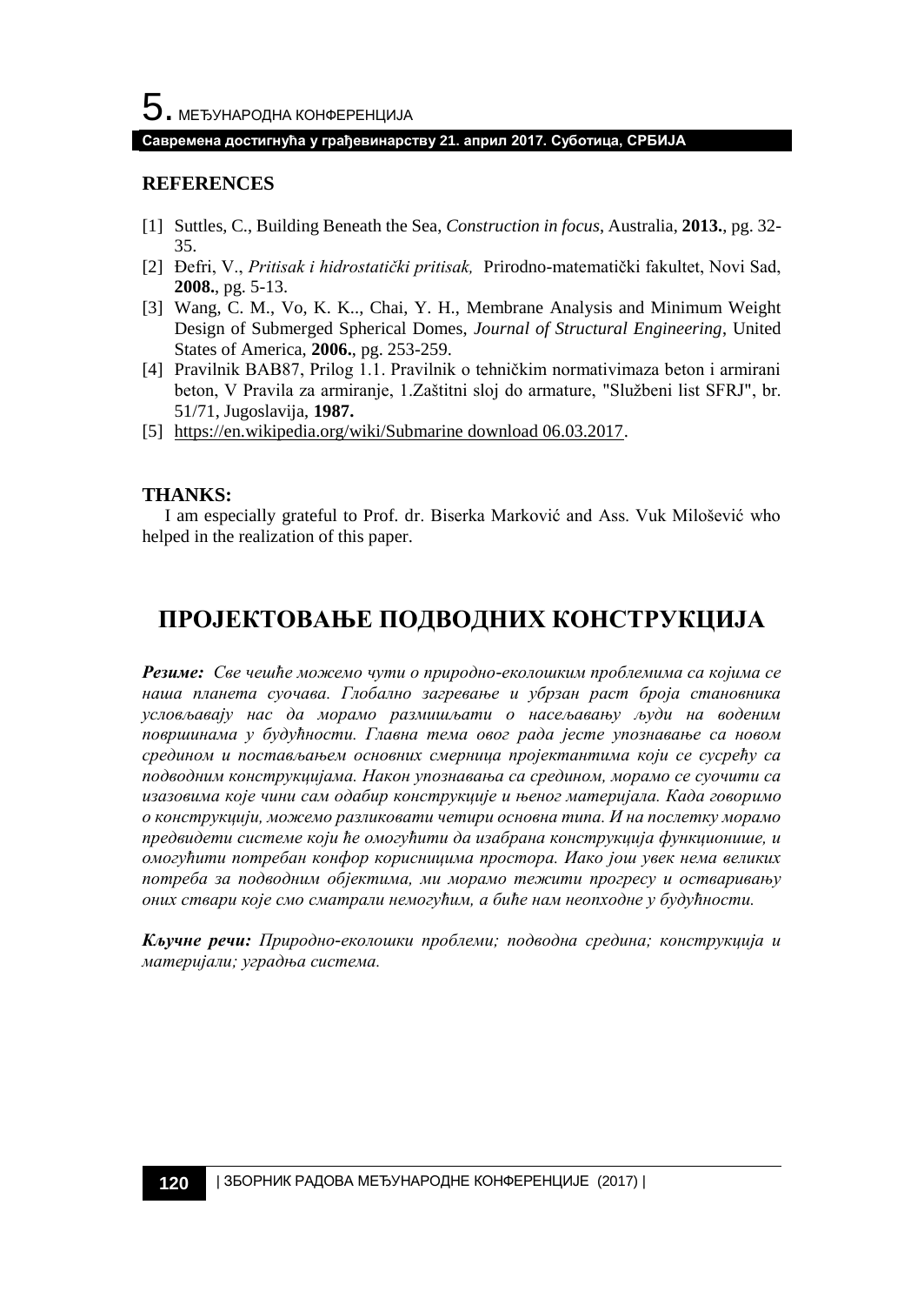## REFERENCES

[1] Suttles, C., Building Beneath the Sea, *Construction in focus*, Australia, **2013.**, pg. 32-35.

[2] Đefri, V., *Pritisak i hidrostatički pritisak,* Prirodno-matematički fakultet, Novi Sad, **2008.**, pg. 5-13.

[3] Wang, C. M., Vo, K. K.., Chai, Y. H., Membrane Analysis and Minimum Weight Design of Submerged Spherical Domes, *Journal of Structural Engineering*, United States of America, **2006.**, pg. 253-259.

[4] Pravilnik BAB87, Prilog 1.1. Pravilnik o tehničkim normativimaza beton i armirani beton, V Pravila za armiranje, 1.Zaštitni sloj do armature, "Službeni list SFRJ", br. 51/71, Jugoslavija, **1987.**

[5] https://en.wikipedia.org/wiki/Submarine download 06.03.2017.

## THANKS:

I am especially grateful to Prof. dr. Biserka Marković and Ass. Vuk Milošević who helped in the realization of this paper.

# ПРОЈЕКТОВАЊЕ ПОДВОДНИХ КОНСТРУКЦИЈА

***Резиме:*** *Све чешће можемо чути о природно-еколошким проблемима са којима се наша планета суочава. Глобално загревање и убрзан раст броја становника условљавају нас да морамо размишљати о насељавању људи на воденим површинама у будућности. Главна тема овог рада јесте упознавање са новом средином и постављањем основних смерница пројектантима који се сусрећу са подводним конструкцијама. Након упознавања са средином, морамо се суочити са изазовима које чини сам одабир конструкције и њеног материјала. Када говоримо о конструкцији, можемо разликовати четири основна типа. И на послетку морамо предвидети системе који ће омогућити да изабрана конструкција функционише, и омогућити потребан конфор корисницима простора. Иако још увек нема великих потреба за подводним објектима, ми морамо тежити прогресу и остваривању оних ствари које смо сматрали немогућим, а биће нам неопходне у будућности.*

***Кључне речи:*** *Природно-еколошки проблеми; подводна средина; конструкција и материјали; уградња система.*